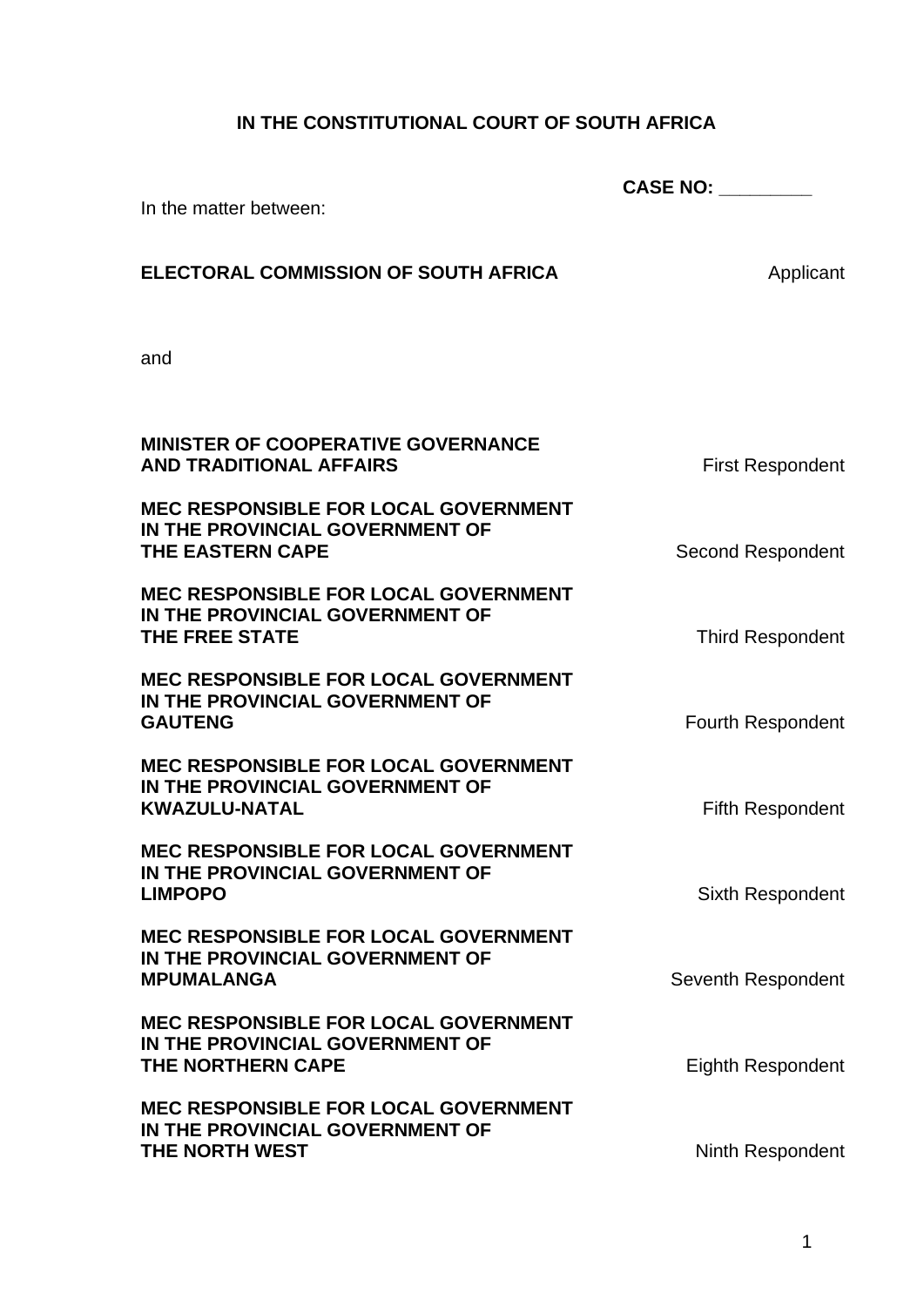**IN THE CONSTITUTIONAL COURT OF SOUTH AFRICA**

**CASE NO: ________**

In the matter between:

**ELECTORAL COMMISSION OF SOUTH AFRICA** Applicant

and

**MINISTER OF COOPERATIVE GOVERNANCE AND TRADITIONAL AFFAIRS** First Respondent

**MEC RESPONSIBLE FOR LOCAL GOVERNMENT IN THE PROVINCIAL GOVERNMENT OF THE EASTERN CAPE** Second Respondent

**MEC RESPONSIBLE FOR LOCAL GOVERNMENT IN THE PROVINCIAL GOVERNMENT OF THE FREE STATE** Third Respondent

**MEC RESPONSIBLE FOR LOCAL GOVERNMENT IN THE PROVINCIAL GOVERNMENT OF GAUTENG** Fourth Respondent

**MEC RESPONSIBLE FOR LOCAL GOVERNMENT IN THE PROVINCIAL GOVERNMENT OF KWAZULU-NATAL** Fifth Respondent

**MEC RESPONSIBLE FOR LOCAL GOVERNMENT IN THE PROVINCIAL GOVERNMENT OF LIMPOPO** Sixth Respondent

**MEC RESPONSIBLE FOR LOCAL GOVERNMENT IN THE PROVINCIAL GOVERNMENT OF MPUMALANGA** Seventh Respondent

**MEC RESPONSIBLE FOR LOCAL GOVERNMENT IN THE PROVINCIAL GOVERNMENT OF THE NORTHERN CAPE** Eighth Respondent

**MEC RESPONSIBLE FOR LOCAL GOVERNMENT IN THE PROVINCIAL GOVERNMENT OF THE NORTH WEST** Ninth Respondent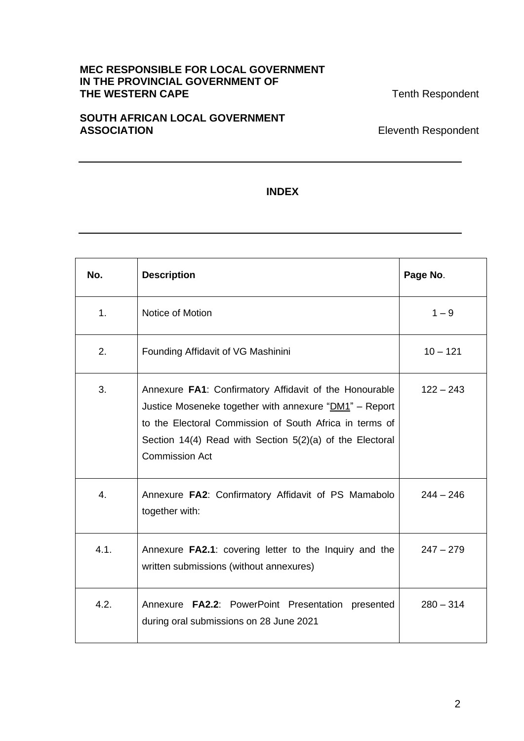**MEC RESPONSIBLE FOR LOCAL GOVERNMENT IN THE PROVINCIAL GOVERNMENT OF THE WESTERN CAPE** Tenth Respondent

**SOUTH AFRICAN LOCAL GOVERNMENT ASSOCIATION** Eleventh Respondent

---

**INDEX**

---

| No. | Description | Page No. |
|---|---|---|
| 1. | Notice of Motion | 1 – 9 |
| 2. | Founding Affidavit of VG Mashinini | 10 – 121 |
| 3. | Annexure **FA1**: Confirmatory Affidavit of the Honourable Justice Moseneke together with annexure "DM1" – Report to the Electoral Commission of South Africa in terms of Section 14(4) Read with Section 5(2)(a) of the Electoral Commission Act | 122 – 243 |
| 4. | Annexure **FA2**: Confirmatory Affidavit of PS Mamabolo together with: | 244 – 246 |
| 4.1. | Annexure **FA2.1**: covering letter to the Inquiry and the written submissions (without annexures) | 247 – 279 |
| 4.2. | Annexure **FA2.2**: PowerPoint Presentation presented during oral submissions on 28 June 2021 | 280 – 314 |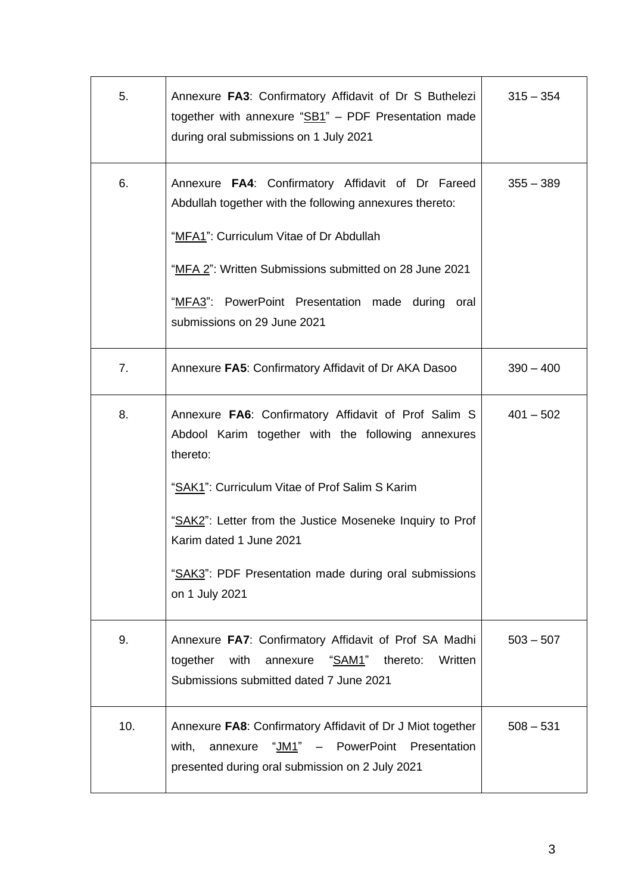| | | |
|---|---|---|
| 5. | Annexure **FA3**: Confirmatory Affidavit of Dr S Buthelezi together with annexure "<u>SB1</u>" – PDF Presentation made during oral submissions on 1 July 2021 | 315 – 354 |
| 6. | Annexure **FA4**: Confirmatory Affidavit of Dr Fareed Abdullah together with the following annexures thereto:<br><br>"<u>MFA1</u>": Curriculum Vitae of Dr Abdullah<br><br>"<u>MFA 2</u>": Written Submissions submitted on 28 June 2021<br><br>"<u>MFA3</u>": PowerPoint Presentation made during oral submissions on 29 June 2021 | 355 – 389 |
| 7. | Annexure **FA5**: Confirmatory Affidavit of Dr AKA Dasoo | 390 – 400 |
| 8. | Annexure **FA6**: Confirmatory Affidavit of Prof Salim S Abdool Karim together with the following annexures thereto:<br><br>"<u>SAK1</u>": Curriculum Vitae of Prof Salim S Karim<br><br>"<u>SAK2</u>": Letter from the Justice Moseneke Inquiry to Prof Karim dated 1 June 2021<br><br>"<u>SAK3</u>": PDF Presentation made during oral submissions on 1 July 2021 | 401 – 502 |
| 9. | Annexure **FA7**: Confirmatory Affidavit of Prof SA Madhi together with annexure "<u>SAM1</u>" thereto: Written Submissions submitted dated 7 June 2021 | 503 – 507 |
| 10. | Annexure **FA8**: Confirmatory Affidavit of Dr J Miot together with, annexure "<u>JM1</u>" – PowerPoint Presentation presented during oral submission on 2 July 2021 | 508 – 531 |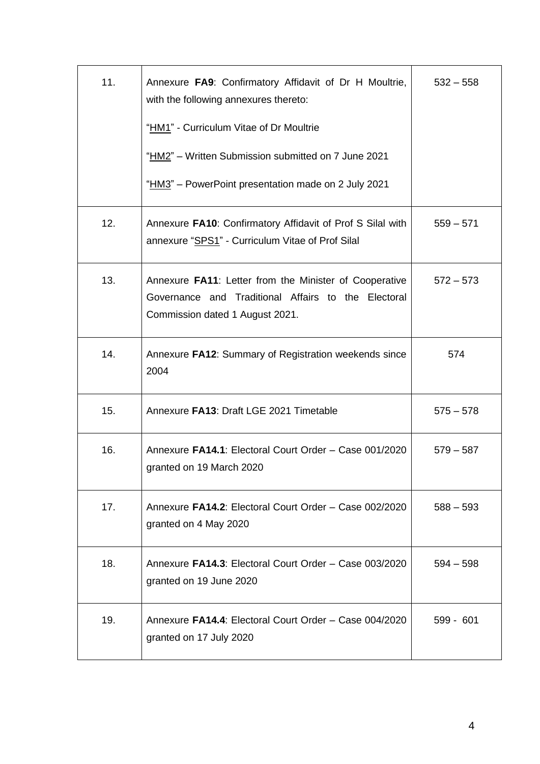| 11. | Annexure **FA9**: Confirmatory Affidavit of Dr H Moultrie, with the following annexures thereto:<br><br>"HM1" - Curriculum Vitae of Dr Moultrie<br><br>"HM2" – Written Submission submitted on 7 June 2021<br><br>"HM3" – PowerPoint presentation made on 2 July 2021 | 532 – 558 |
|---|---|---|
| 12. | Annexure **FA10**: Confirmatory Affidavit of Prof S Silal with annexure "SPS1" - Curriculum Vitae of Prof Silal | 559 – 571 |
| 13. | Annexure **FA11**: Letter from the Minister of Cooperative Governance and Traditional Affairs to the Electoral Commission dated 1 August 2021. | 572 – 573 |
| 14. | Annexure **FA12**: Summary of Registration weekends since 2004 | 574 |
| 15. | Annexure **FA13**: Draft LGE 2021 Timetable | 575 – 578 |
| 16. | Annexure **FA14.1**: Electoral Court Order – Case 001/2020 granted on 19 March 2020 | 579 – 587 |
| 17. | Annexure **FA14.2**: Electoral Court Order – Case 002/2020 granted on 4 May 2020 | 588 – 593 |
| 18. | Annexure **FA14.3**: Electoral Court Order – Case 003/2020 granted on 19 June 2020 | 594 – 598 |
| 19. | Annexure **FA14.4**: Electoral Court Order – Case 004/2020 granted on 17 July 2020 | 599 - 601 |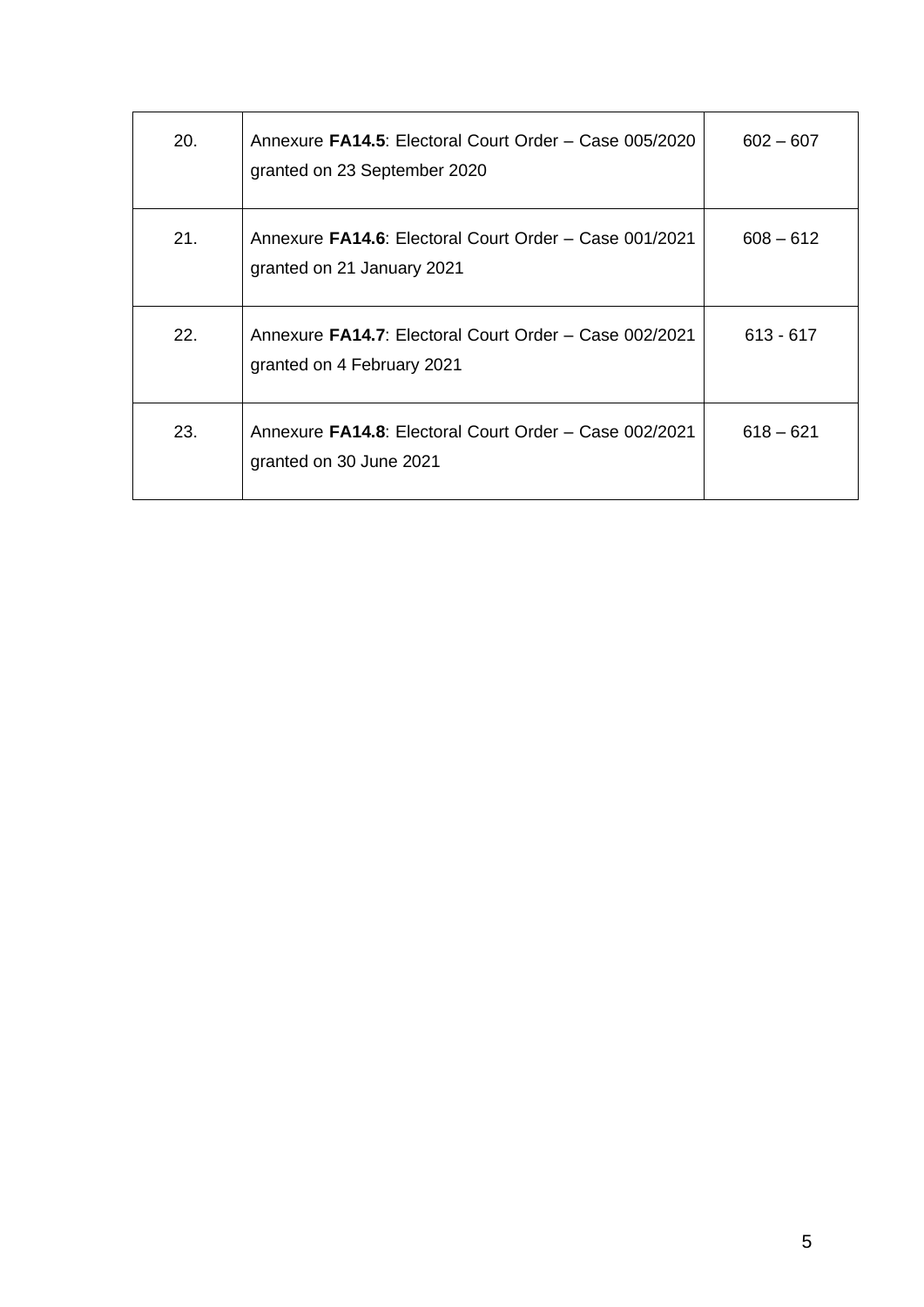| | | |
|---|---|---|
| 20. | Annexure **FA14.5**: Electoral Court Order – Case 005/2020 granted on 23 September 2020 | 602 – 607 |
| 21. | Annexure **FA14.6**: Electoral Court Order – Case 001/2021 granted on 21 January 2021 | 608 – 612 |
| 22. | Annexure **FA14.7**: Electoral Court Order – Case 002/2021 granted on 4 February 2021 | 613 - 617 |
| 23. | Annexure **FA14.8**: Electoral Court Order – Case 002/2021 granted on 30 June 2021 | 618 – 621 |